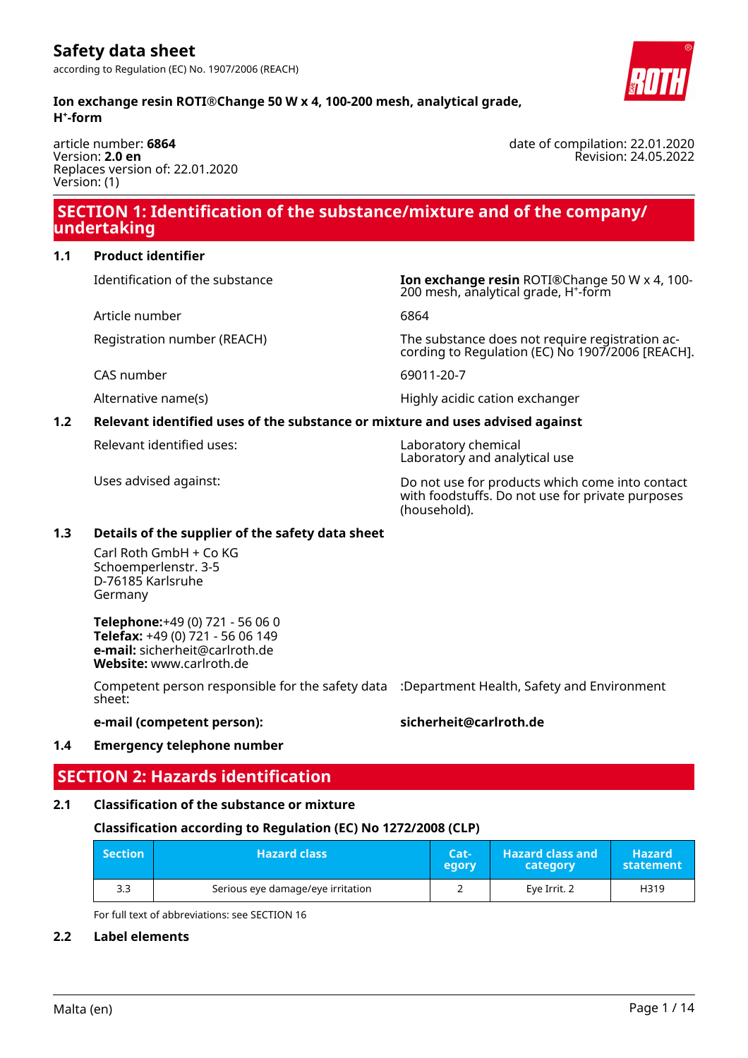# Safety data sheet

according to Regulation (EC) No. 1907/2006 (REACH)

**Ion exchange resin ROTI®Change 50 W x 4, 100-200 mesh, analytical grade, $H^+$-form**

article number: **6864**
Version: **2.0 en**
Replaces version of: 22.01.2020
Version: (1)

date of compilation: 22.01.2020
Revision: 24.05.2022

## SECTION 1: Identification of the substance/mixture and of the company/undertaking

### 1.1 Product identifier

| | |
|---|---|
| Identification of the substance | **Ion exchange resin** ROTI®Change 50 W x 4, 100-200 mesh, analytical grade, $H^+$-form |
| Article number | 6864 |
| Registration number (REACH) | The substance does not require registration according to Regulation (EC) No 1907/2006 [REACH]. |
| CAS number | 69011-20-7 |
| Alternative name(s) | Highly acidic cation exchanger |

### 1.2 Relevant identified uses of the substance or mixture and uses advised against

| | |
|---|---|
| Relevant identified uses: | Laboratory chemical<br>Laboratory and analytical use |
| Uses advised against: | Do not use for products which come into contact with foodstuffs. Do not use for private purposes (household). |

### 1.3 Details of the supplier of the safety data sheet

Carl Roth GmbH + Co KG
Schoemperlenstr. 3-5
D-76185 Karlsruhe
Germany

**Telephone:**+49 (0) 721 - 56 06 0
**Telefax:** +49 (0) 721 - 56 06 149
**e-mail:** sicherheit@carlroth.de
**Website:** www.carlroth.de

Competent person responsible for the safety data sheet: :Department Health, Safety and Environment

**e-mail (competent person):** **sicherheit@carlroth.de**

### 1.4 Emergency telephone number

## SECTION 2: Hazards identification

### 2.1 Classification of the substance or mixture

#### Classification according to Regulation (EC) No 1272/2008 (CLP)

| Section | Hazard class | Category | Hazard class and category | Hazard statement |
|---|---|---|---|---|
| 3.3 | Serious eye damage/eye irritation | 2 | Eye Irrit. 2 | H319 |

For full text of abbreviations: see SECTION 16

### 2.2 Label elements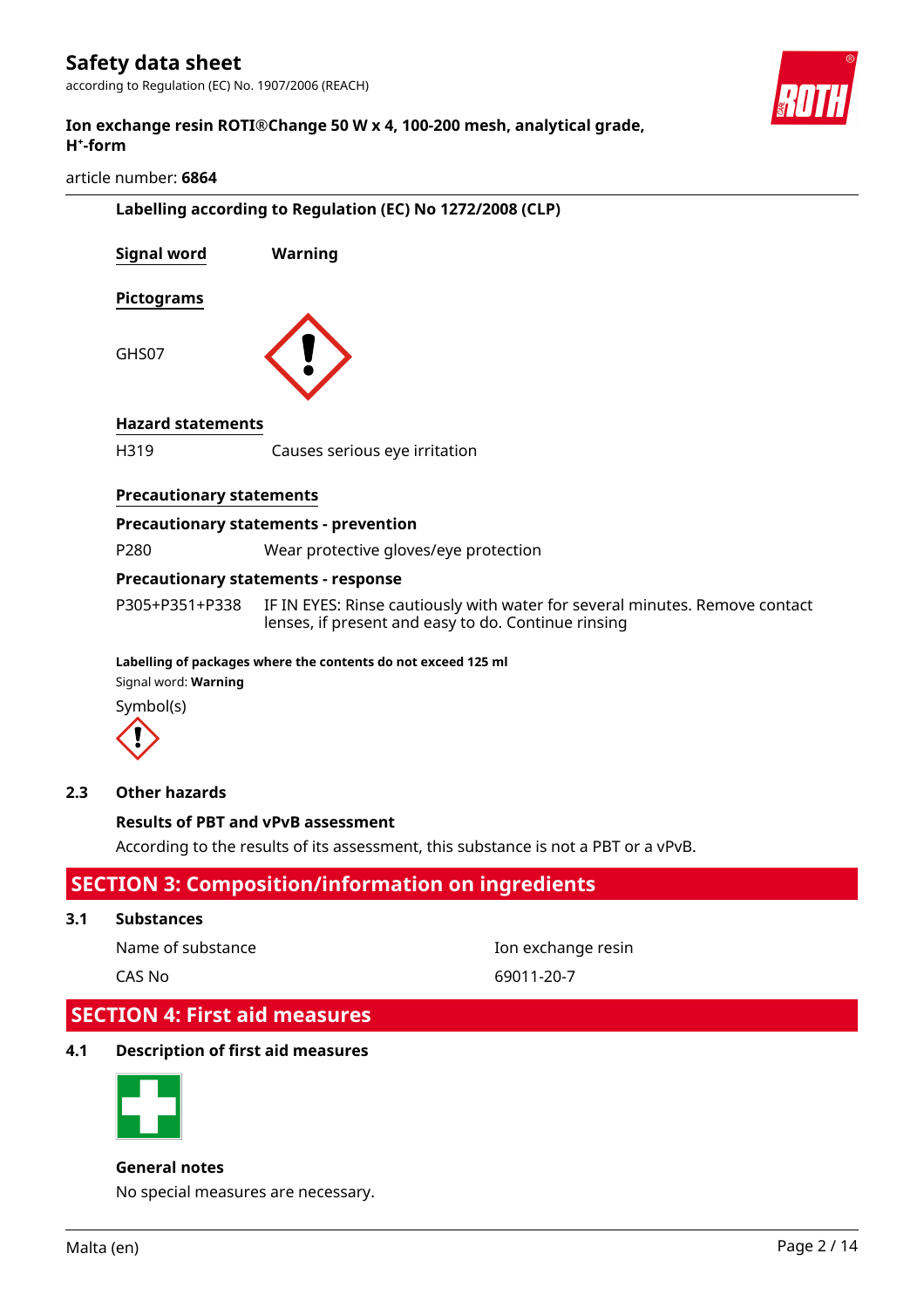**Labelling according to Regulation (EC) No 1272/2008 (CLP)**

**Signal word** Warning

**Pictograms**

GHS07

**Hazard statements**

H319 Causes serious eye irritation

**Precautionary statements**

**Precautionary statements - prevention**

P280 Wear protective gloves/eye protection

**Precautionary statements - response**

P305+P351+P338 IF IN EYES: Rinse cautiously with water for several minutes. Remove contact lenses, if present and easy to do. Continue rinsing

**Labelling of packages where the contents do not exceed 125 ml**

Signal word: **Warning**

Symbol(s)

## 2.3 Other hazards

**Results of PBT and vPvB assessment**

According to the results of its assessment, this substance is not a PBT or a vPvB.

# SECTION 3: Composition/information on ingredients

## 3.1 Substances

| | |
|---|---|
| Name of substance | Ion exchange resin |
| CAS No | 69011-20-7 |

# SECTION 4: First aid measures

## 4.1 Description of first aid measures

**General notes**

No special measures are necessary.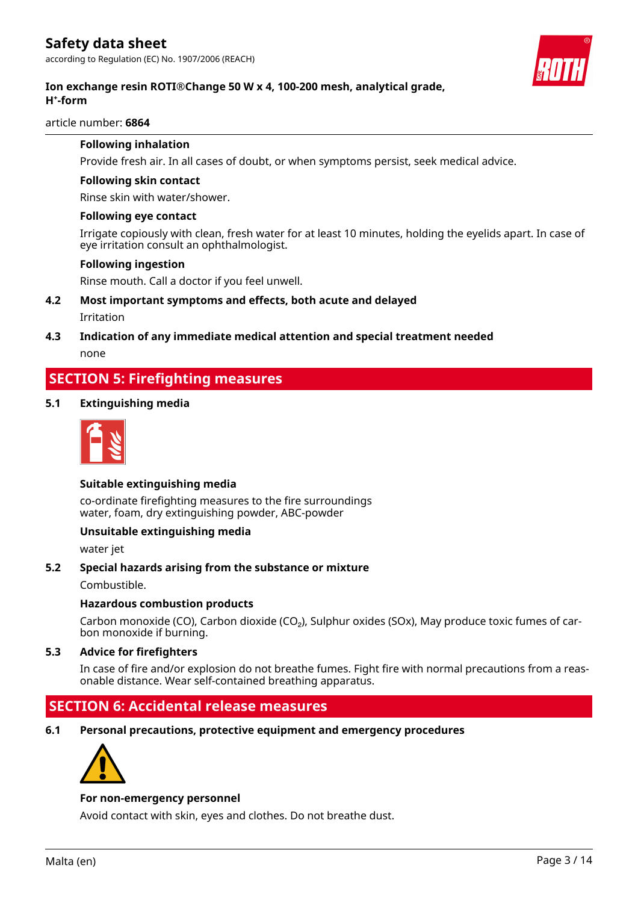#### Following inhalation

Provide fresh air. In all cases of doubt, or when symptoms persist, seek medical advice.

#### Following skin contact

Rinse skin with water/shower.

#### Following eye contact

Irrigate copiously with clean, fresh water for at least 10 minutes, holding the eyelids apart. In case of eye irritation consult an ophthalmologist.

#### Following ingestion

Rinse mouth. Call a doctor if you feel unwell.

### 4.2 Most important symptoms and effects, both acute and delayed

Irritation

### 4.3 Indication of any immediate medical attention and special treatment needed

none

## SECTION 5: Firefighting measures

### 5.1 Extinguishing media

#### Suitable extinguishing media

co-ordinate firefighting measures to the fire surroundings
water, foam, dry extinguishing powder, ABC-powder

#### Unsuitable extinguishing media

water jet

### 5.2 Special hazards arising from the substance or mixture

Combustible.

#### Hazardous combustion products

Carbon monoxide (CO), Carbon dioxide ($CO_2$), Sulphur oxides (SOx), May produce toxic fumes of carbon monoxide if burning.

### 5.3 Advice for firefighters

In case of fire and/or explosion do not breathe fumes. Fight fire with normal precautions from a reasonable distance. Wear self-contained breathing apparatus.

## SECTION 6: Accidental release measures

### 6.1 Personal precautions, protective equipment and emergency procedures

#### For non-emergency personnel

Avoid contact with skin, eyes and clothes. Do not breathe dust.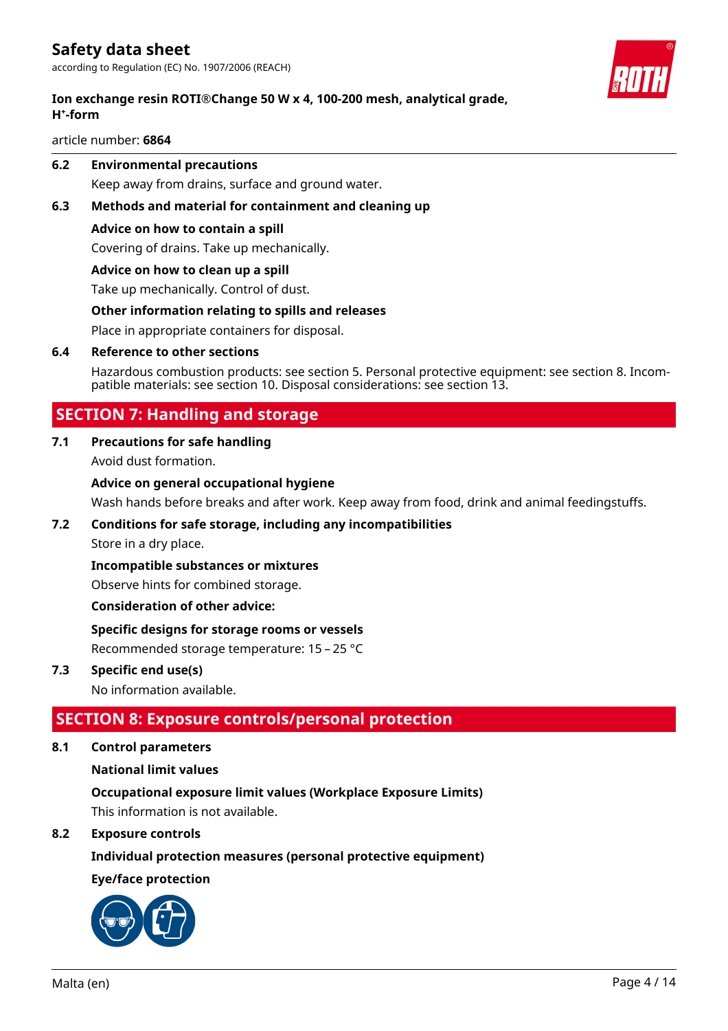### 6.2 Environmental precautions

Keep away from drains, surface and ground water.

### 6.3 Methods and material for containment and cleaning up

**Advice on how to contain a spill**

Covering of drains. Take up mechanically.

**Advice on how to clean up a spill**

Take up mechanically. Control of dust.

**Other information relating to spills and releases**

Place in appropriate containers for disposal.

### 6.4 Reference to other sections

Hazardous combustion products: see section 5. Personal protective equipment: see section 8. Incompatible materials: see section 10. Disposal considerations: see section 13.

## SECTION 7: Handling and storage

### 7.1 Precautions for safe handling

Avoid dust formation.

**Advice on general occupational hygiene**

Wash hands before breaks and after work. Keep away from food, drink and animal feedingstuffs.

### 7.2 Conditions for safe storage, including any incompatibilities

Store in a dry place.

**Incompatible substances or mixtures**

Observe hints for combined storage.

**Consideration of other advice:**

**Specific designs for storage rooms or vessels**

Recommended storage temperature: 15 – 25 °C

### 7.3 Specific end use(s)

No information available.

## SECTION 8: Exposure controls/personal protection

### 8.1 Control parameters

**National limit values**

**Occupational exposure limit values (Workplace Exposure Limits)**

This information is not available.

### 8.2 Exposure controls

**Individual protection measures (personal protective equipment)**

**Eye/face protection**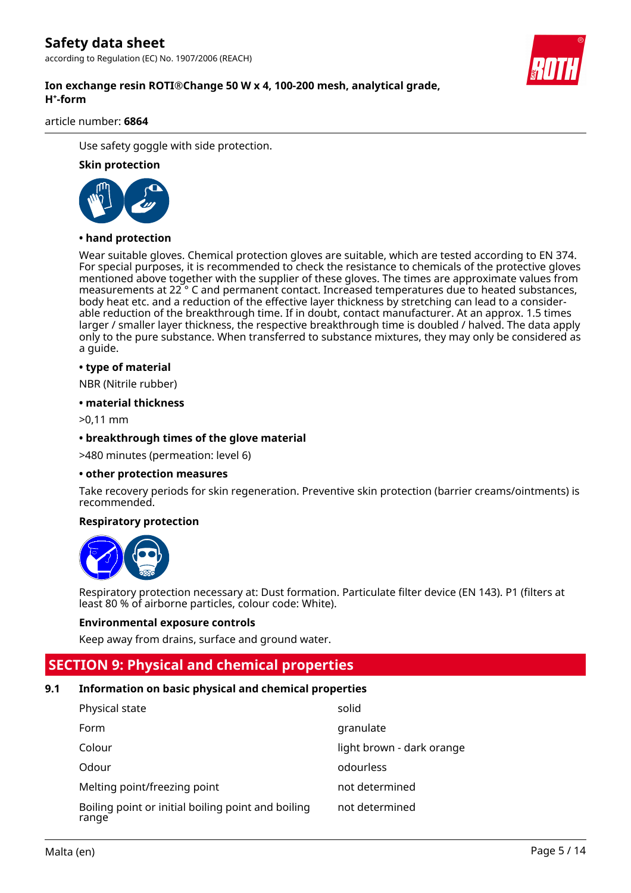Use safety goggle with side protection.

**Skin protection**

**• hand protection**

Wear suitable gloves. Chemical protection gloves are suitable, which are tested according to EN 374. For special purposes, it is recommended to check the resistance to chemicals of the protective gloves mentioned above together with the supplier of these gloves. The times are approximate values from measurements at 22 ° C and permanent contact. Increased temperatures due to heated substances, body heat etc. and a reduction of the effective layer thickness by stretching can lead to a considerable reduction of the breakthrough time. If in doubt, contact manufacturer. At an approx. 1.5 times larger / smaller layer thickness, the respective breakthrough time is doubled / halved. The data apply only to the pure substance. When transferred to substance mixtures, they may only be considered as a guide.

**• type of material**

NBR (Nitrile rubber)

**• material thickness**

>0,11 mm

**• breakthrough times of the glove material**

>480 minutes (permeation: level 6)

**• other protection measures**

Take recovery periods for skin regeneration. Preventive skin protection (barrier creams/ointments) is recommended.

**Respiratory protection**

Respiratory protection necessary at: Dust formation. Particulate filter device (EN 143). P1 (filters at least 80 % of airborne particles, colour code: White).

**Environmental exposure controls**

Keep away from drains, surface and ground water.

## SECTION 9: Physical and chemical properties

### 9.1 Information on basic physical and chemical properties

| | |
|---|---|
| Physical state | solid |
| Form | granulate |
| Colour | light brown - dark orange |
| Odour | odourless |
| Melting point/freezing point | not determined |
| Boiling point or initial boiling point and boiling range | not determined |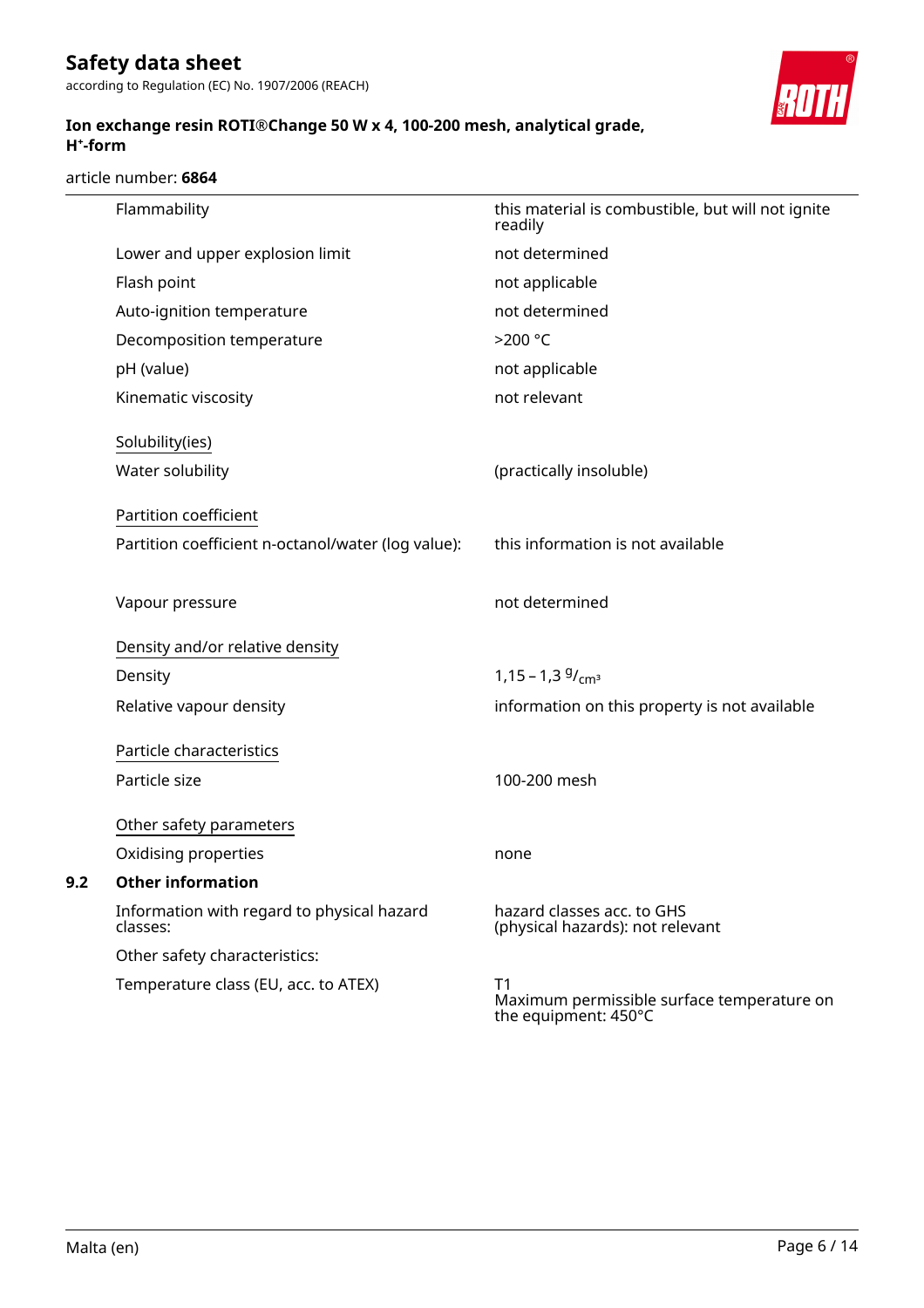| | |
|---|---|
| Flammability | this material is combustible, but will not ignite readily |
| Lower and upper explosion limit | not determined |
| Flash point | not applicable |
| Auto-ignition temperature | not determined |
| Decomposition temperature | >200 °C |
| pH (value) | not applicable |
| Kinematic viscosity | not relevant |

Solubility(ies)

| | |
|---|---|
| Water solubility | (practically insoluble) |

Partition coefficient

| | |
|---|---|
| Partition coefficient n-octanol/water (log value): | this information is not available |
| Vapour pressure | not determined |

Density and/or relative density

| | |
|---|---|
| Density | 1,15 – 1,3 $^{g}/_{cm^3}$ |
| Relative vapour density | information on this property is not available |

Particle characteristics

| | |
|---|---|
| Particle size | 100-200 mesh |

Other safety parameters

| | |
|---|---|
| Oxidising properties | none |

### 9.2 Other information

| | |
|---|---|
| Information with regard to physical hazard classes: | hazard classes acc. to GHS (physical hazards): not relevant |
| Other safety characteristics: | |
| Temperature class (EU, acc. to ATEX) | T1<br>Maximum permissible surface temperature on the equipment: 450°C |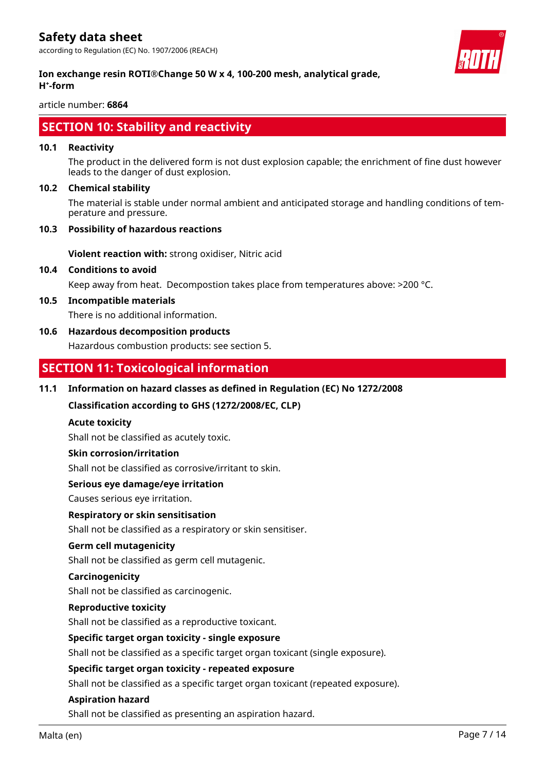## SECTION 10: Stability and reactivity

### 10.1 Reactivity

The product in the delivered form is not dust explosion capable; the enrichment of fine dust however leads to the danger of dust explosion.

### 10.2 Chemical stability

The material is stable under normal ambient and anticipated storage and handling conditions of temperature and pressure.

### 10.3 Possibility of hazardous reactions

**Violent reaction with:** strong oxidiser, Nitric acid

### 10.4 Conditions to avoid

Keep away from heat. Decompostion takes place from temperatures above: >200 °C.

### 10.5 Incompatible materials

There is no additional information.

### 10.6 Hazardous decomposition products

Hazardous combustion products: see section 5.

## SECTION 11: Toxicological information

### 11.1 Information on hazard classes as defined in Regulation (EC) No 1272/2008

**Classification according to GHS (1272/2008/EC, CLP)**

**Acute toxicity**

Shall not be classified as acutely toxic.

**Skin corrosion/irritation**

Shall not be classified as corrosive/irritant to skin.

**Serious eye damage/eye irritation**

Causes serious eye irritation.

**Respiratory or skin sensitisation**

Shall not be classified as a respiratory or skin sensitiser.

**Germ cell mutagenicity**

Shall not be classified as germ cell mutagenic.

**Carcinogenicity**

Shall not be classified as carcinogenic.

**Reproductive toxicity**

Shall not be classified as a reproductive toxicant.

**Specific target organ toxicity - single exposure**

Shall not be classified as a specific target organ toxicant (single exposure).

**Specific target organ toxicity - repeated exposure**

Shall not be classified as a specific target organ toxicant (repeated exposure).

**Aspiration hazard**

Shall not be classified as presenting an aspiration hazard.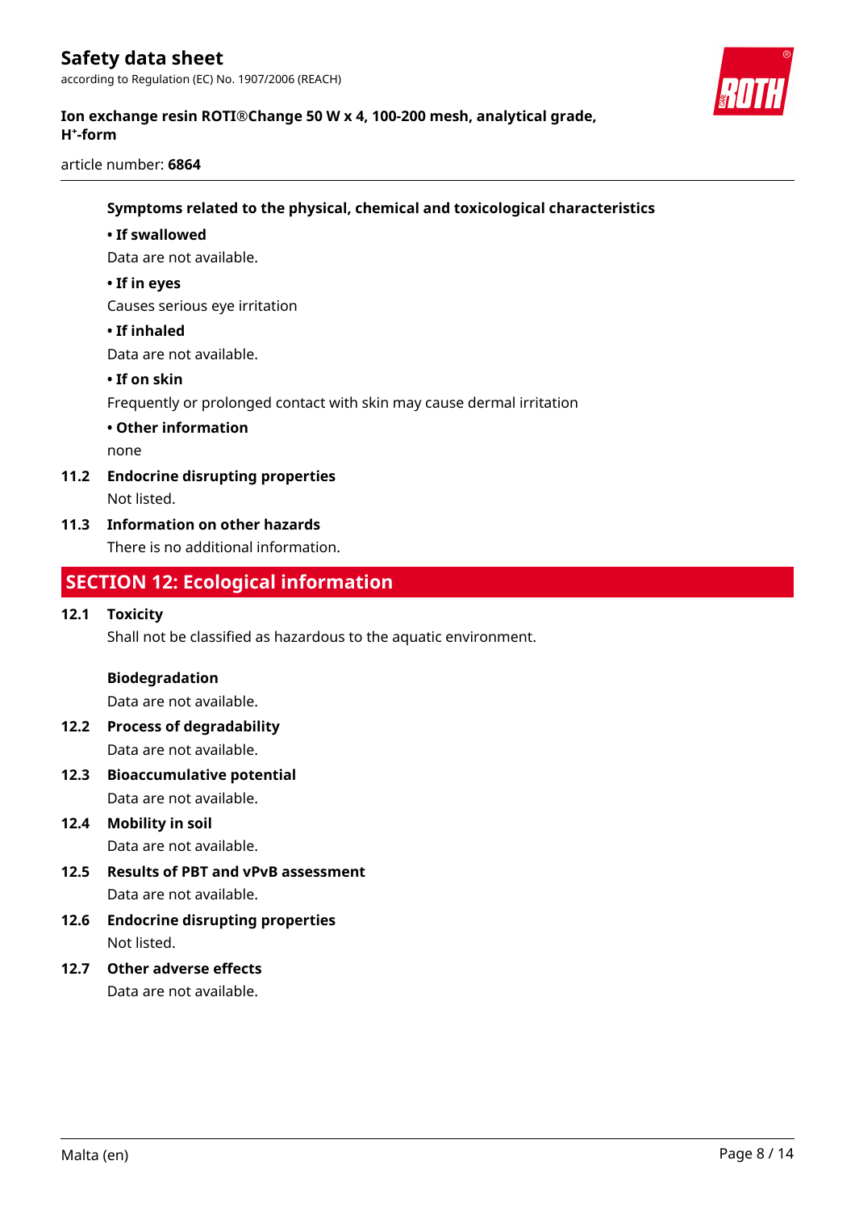**Symptoms related to the physical, chemical and toxicological characteristics**

**• If swallowed**

Data are not available.

**• If in eyes**

Causes serious eye irritation

**• If inhaled**

Data are not available.

**• If on skin**

Frequently or prolonged contact with skin may cause dermal irritation

**• Other information**

none

### 11.2 Endocrine disrupting properties

Not listed.

### 11.3 Information on other hazards

There is no additional information.

## SECTION 12: Ecological information

### 12.1 Toxicity

Shall not be classified as hazardous to the aquatic environment.

**Biodegradation**

Data are not available.

### 12.2 Process of degradability

Data are not available.

### 12.3 Bioaccumulative potential

Data are not available.

### 12.4 Mobility in soil

Data are not available.

### 12.5 Results of PBT and vPvB assessment

Data are not available.

### 12.6 Endocrine disrupting properties

Not listed.

### 12.7 Other adverse effects

Data are not available.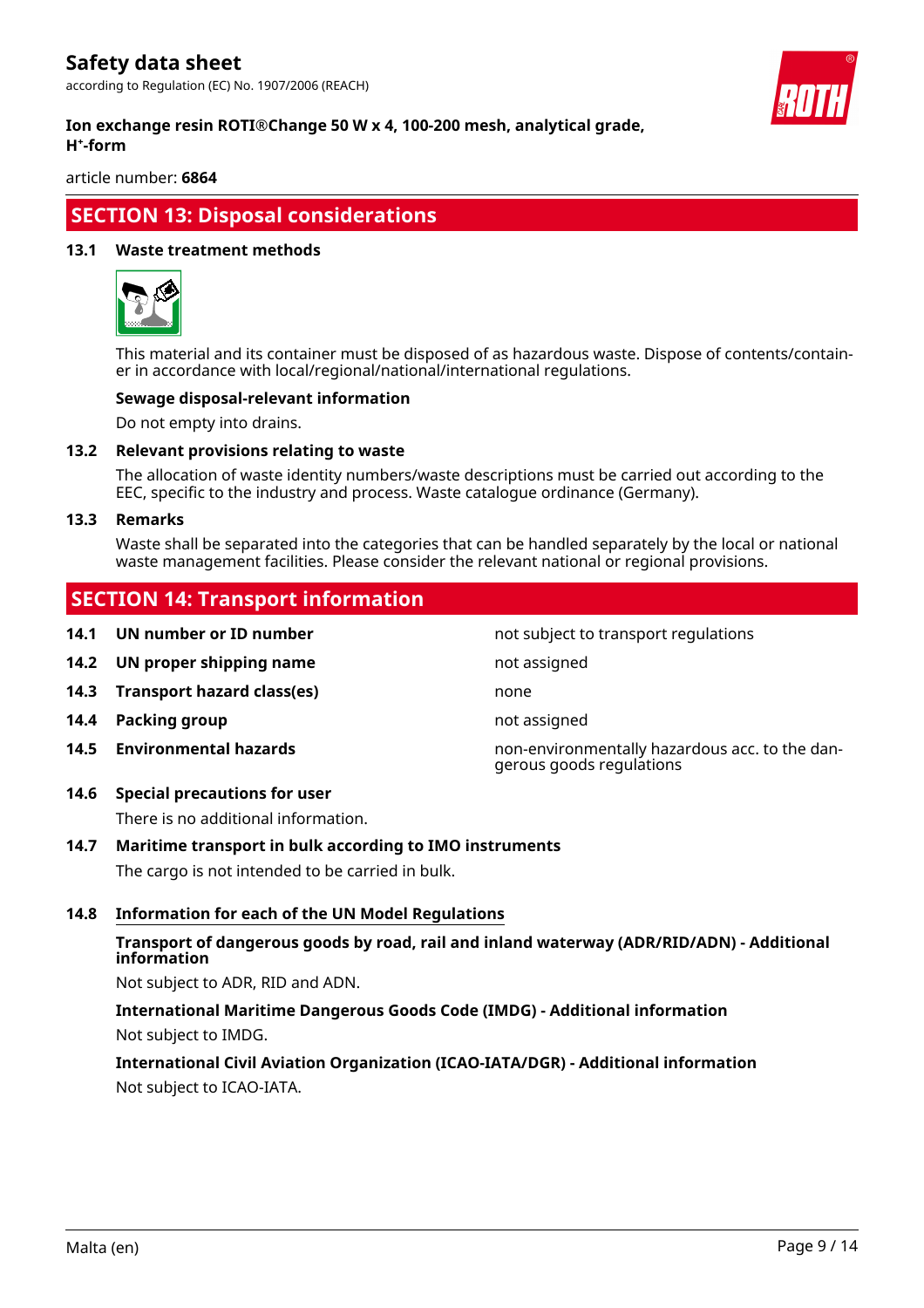## SECTION 13: Disposal considerations

### 13.1 Waste treatment methods

This material and its container must be disposed of as hazardous waste. Dispose of contents/container in accordance with local/regional/national/international regulations.

**Sewage disposal-relevant information**

Do not empty into drains.

### 13.2 Relevant provisions relating to waste

The allocation of waste identity numbers/waste descriptions must be carried out according to the EEC, specific to the industry and process. Waste catalogue ordinance (Germany).

### 13.3 Remarks

Waste shall be separated into the categories that can be handled separately by the local or national waste management facilities. Please consider the relevant national or regional provisions.

## SECTION 14: Transport information

| | | |
|---|---|---|
| **14.1** | **UN number or ID number** | not subject to transport regulations |
| **14.2** | **UN proper shipping name** | not assigned |
| **14.3** | **Transport hazard class(es)** | none |
| **14.4** | **Packing group** | not assigned |
| **14.5** | **Environmental hazards** | non-environmentally hazardous acc. to the dangerous goods regulations |

### 14.6 Special precautions for user

There is no additional information.

### 14.7 Maritime transport in bulk according to IMO instruments

The cargo is not intended to be carried in bulk.

### 14.8 Information for each of the UN Model Regulations

**Transport of dangerous goods by road, rail and inland waterway (ADR/RID/ADN) - Additional information**

Not subject to ADR, RID and ADN.

**International Maritime Dangerous Goods Code (IMDG) - Additional information**

Not subject to IMDG.

**International Civil Aviation Organization (ICAO-IATA/DGR) - Additional information**

Not subject to ICAO-IATA.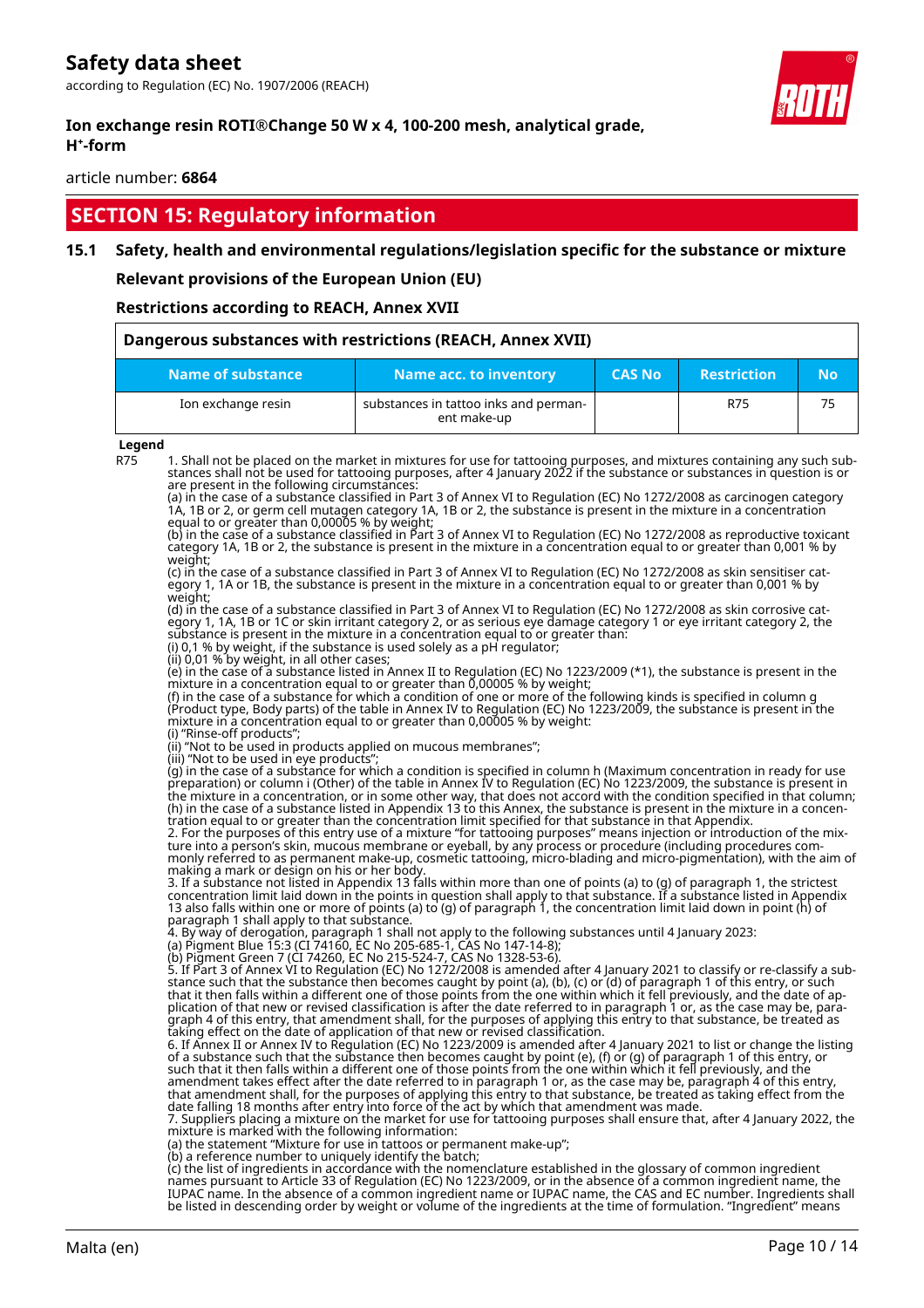## SECTION 15: Regulatory information

### 15.1 Safety, health and environmental regulations/legislation specific for the substance or mixture

**Relevant provisions of the European Union (EU)**

**Restrictions according to REACH, Annex XVII**

| Dangerous substances with restrictions (REACH, Annex XVII) | | | | |
|---|---|---|---|---|
| **Name of substance** | **Name acc. to inventory** | **CAS No** | **Restriction** | **No** |
| Ion exchange resin | substances in tattoo inks and permanent make-up | | R75 | 75 |

**Legend**

R75 1. Shall not be placed on the market in mixtures for use for tattooing purposes, and mixtures containing any such substances shall not be used for tattooing purposes, after 4 January 2022 if the substance or substances in question is or are present in the following circumstances:
(a) in the case of a substance classified in Part 3 of Annex VI to Regulation (EC) No 1272/2008 as carcinogen category 1A, 1B or 2, or germ cell mutagen category 1A, 1B or 2, the substance is present in the mixture in a concentration equal to or greater than 0,00005 % by weight;
(b) in the case of a substance classified in Part 3 of Annex VI to Regulation (EC) No 1272/2008 as reproductive toxicant category 1A, 1B or 2, the substance is present in the mixture in a concentration equal to or greater than 0,001 % by weight;
(c) in the case of a substance classified in Part 3 of Annex VI to Regulation (EC) No 1272/2008 as skin sensitiser category 1, 1A or 1B, the substance is present in the mixture in a concentration equal to or greater than 0,001 % by weight;
(d) in the case of a substance classified in Part 3 of Annex VI to Regulation (EC) No 1272/2008 as skin corrosive category 1, 1A, 1B or 1C or skin irritant category 2, or as serious eye damage category 1 or eye irritant category 2, the substance is present in the mixture in a concentration equal to or greater than:
(i) 0,1 % by weight, if the substance is used solely as a pH regulator;
(ii) 0,01 % by weight, in all other cases;
(e) in the case of a substance listed in Annex II to Regulation (EC) No 1223/2009 (*1), the substance is present in the mixture in a concentration equal to or greater than 0,00005 % by weight;
(f) in the case of a substance for which a condition of one or more of the following kinds is specified in column g (Product type, Body parts) of the table in Annex IV to Regulation (EC) No 1223/2009, the substance is present in the mixture in a concentration equal to or greater than 0,00005 % by weight:
(i) "Rinse-off products";
(ii) "Not to be used in products applied on mucous membranes";
(iii) "Not to be used in eye products";
(g) in the case of a substance for which a condition is specified in column h (Maximum concentration in ready for use preparation) or column i (Other) of the table in Annex IV to Regulation (EC) No 1223/2009, the substance is present in the mixture in a concentration, or in some other way, that does not accord with the condition specified in that column;
(h) in the case of a substance listed in Appendix 13 to this Annex, the substance is present in the mixture in a concentration equal to or greater than the concentration limit specified for that substance in that Appendix.
2. For the purposes of this entry use of a mixture "for tattooing purposes" means injection or introduction of the mixture into a person's skin, mucous membrane or eyeball, by any process or procedure (including procedures commonly referred to as permanent make-up, cosmetic tattooing, micro-blading and micro-pigmentation), with the aim of making a mark or design on his or her body.
3. If a substance not listed in Appendix 13 falls within more than one of points (a) to (g) of paragraph 1, the strictest concentration limit laid down in the points in question shall apply to that substance. If a substance listed in Appendix 13 also falls within one or more of points (a) to (g) of paragraph 1, the concentration limit laid down in point (h) of paragraph 1 shall apply to that substance.
4. By way of derogation, paragraph 1 shall not apply to the following substances until 4 January 2023:
(a) Pigment Blue 15:3 (CI 74160, EC No 205-685-1, CAS No 147-14-8);
(b) Pigment Green 7 (CI 74260, EC No 215-524-7, CAS No 1328-53-6).
5. If Part 3 of Annex VI to Regulation (EC) No 1272/2008 is amended after 4 January 2021 to classify or re-classify a substance such that the substance then becomes caught by point (a), (b), (c) or (d) of paragraph 1 of this entry, or such that it then falls within a different one of those points from the one within which it fell previously, and the date of application of that new or revised classification is after the date referred to in paragraph 1 or, as the case may be, paragraph 4 of this entry, that amendment shall, for the purposes of applying this entry to that substance, be treated as taking effect on the date of application of that new or revised classification.
6. If Annex II or Annex IV to Regulation (EC) No 1223/2009 is amended after 4 January 2021 to list or change the listing of a substance such that the substance then becomes caught by point (e), (f) or (g) of paragraph 1 of this entry, or such that it then falls within a different one of those points from the one within which it fell previously, and the amendment takes effect after the date referred to in paragraph 1 or, as the case may be, paragraph 4 of this entry, that amendment shall, for the purposes of applying this entry to that substance, be treated as taking effect from the date falling 18 months after entry into force of the act by which that amendment was made.
7. Suppliers placing a mixture on the market for use for tattooing purposes shall ensure that, after 4 January 2022, the mixture is marked with the following information:
(a) the statement "Mixture for use in tattoos or permanent make-up";
(b) a reference number to uniquely identify the batch;
(c) the list of ingredients in accordance with the nomenclature established in the glossary of common ingredient names pursuant to Article 33 of Regulation (EC) No 1223/2009, or in the absence of a common ingredient name, the IUPAC name. In the absence of a common ingredient name or IUPAC name, the CAS and EC number. Ingredients shall be listed in descending order by weight or volume of the ingredients at the time of formulation. "Ingredient" means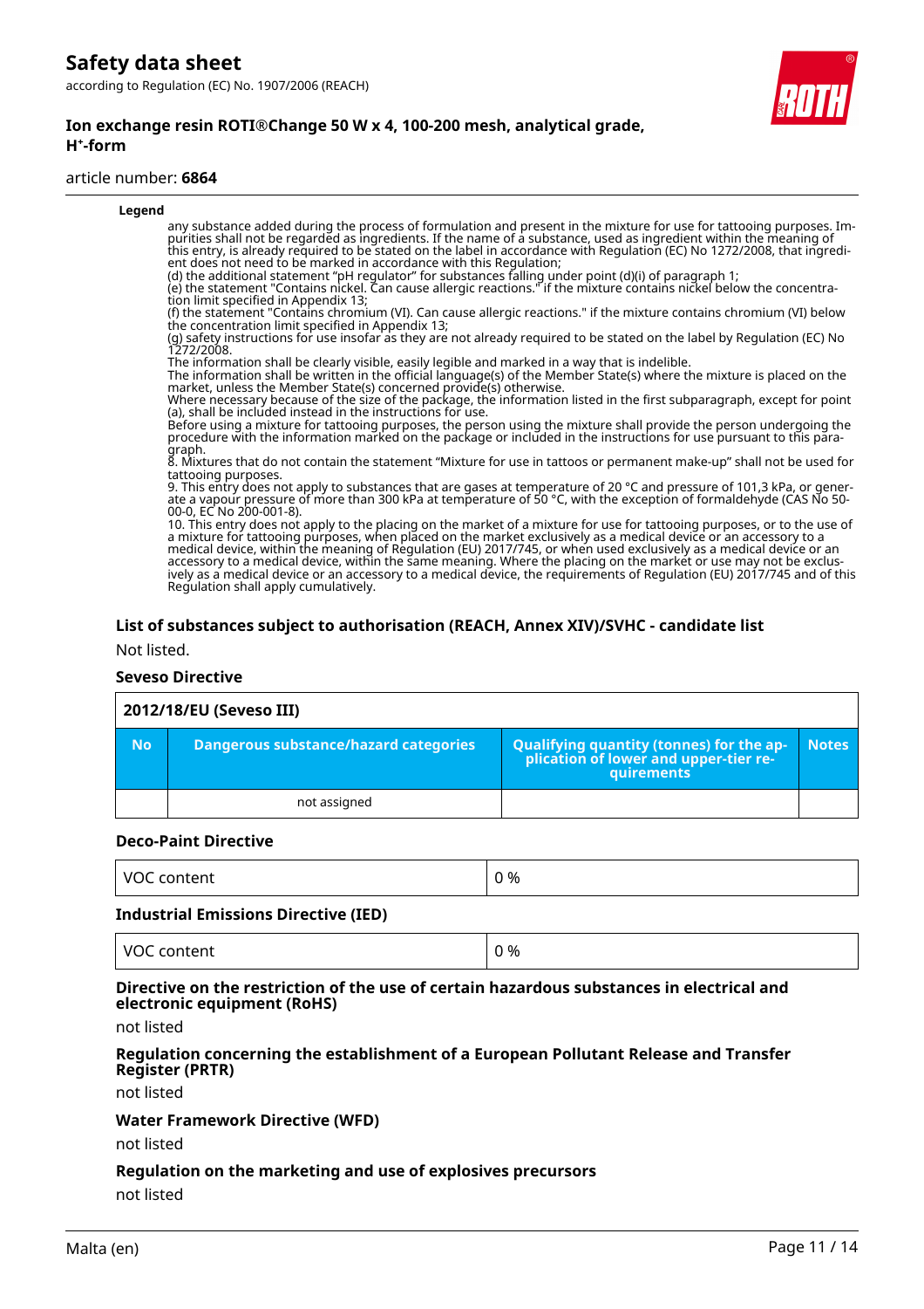**Legend**

any substance added during the process of formulation and present in the mixture for use for tattooing purposes. Impurities shall not be regarded as ingredients. If the name of a substance, used as ingredient within the meaning of this entry, is already required to be stated on the label in accordance with Regulation (EC) No 1272/2008, that ingredient does not need to be marked in accordance with this Regulation;
(d) the additional statement "pH regulator" for substances falling under point (d)(i) of paragraph 1;
(e) the statement "Contains nickel. Can cause allergic reactions." if the mixture contains nickel below the concentration limit specified in Appendix 13;
(f) the statement "Contains chromium (VI). Can cause allergic reactions." if the mixture contains chromium (VI) below the concentration limit specified in Appendix 13;
(g) safety instructions for use insofar as they are not already required to be stated on the label by Regulation (EC) No 1272/2008.
The information shall be clearly visible, easily legible and marked in a way that is indelible.
The information shall be written in the official language(s) of the Member State(s) where the mixture is placed on the market, unless the Member State(s) concerned provide(s) otherwise.
Where necessary because of the size of the package, the information listed in the first subparagraph, except for point (a), shall be included instead in the instructions for use.
Before using a mixture for tattooing purposes, the person using the mixture shall provide the person undergoing the procedure with the information marked on the package or included in the instructions for use pursuant to this paragraph.
8. Mixtures that do not contain the statement "Mixture for use in tattoos or permanent make-up" shall not be used for tattooing purposes.
9. This entry does not apply to substances that are gases at temperature of 20 °C and pressure of 101,3 kPa, or generate a vapour pressure of more than 300 kPa at temperature of 50 °C, with the exception of formaldehyde (CAS No 50-00-0, EC No 200-001-8).
10. This entry does not apply to the placing on the market of a mixture for use for tattooing purposes, or to the use of a mixture for tattooing purposes, when placed on the market exclusively as a medical device or an accessory to a medical device, within the meaning of Regulation (EU) 2017/745, or when used exclusively as a medical device or an accessory to a medical device, within the same meaning. Where the placing on the market or use may not be exclusively as a medical device or an accessory to a medical device, the requirements of Regulation (EU) 2017/745 and of this Regulation shall apply cumulatively.

### List of substances subject to authorisation (REACH, Annex XIV)/SVHC - candidate list

Not listed.

### Seveso Directive

**2012/18/EU (Seveso III)**

| No | Dangerous substance/hazard categories | Qualifying quantity (tonnes) for the application of lower and upper-tier requirements | Notes |
|---|---|---|---|
| | not assigned | | |

### Deco-Paint Directive

| VOC content | 0 % |
|---|---|

### Industrial Emissions Directive (IED)

| VOC content | 0 % |
|---|---|

### Directive on the restriction of the use of certain hazardous substances in electrical and electronic equipment (RoHS)

not listed

### Regulation concerning the establishment of a European Pollutant Release and Transfer Register (PRTR)

not listed

### Water Framework Directive (WFD)

not listed

### Regulation on the marketing and use of explosives precursors

not listed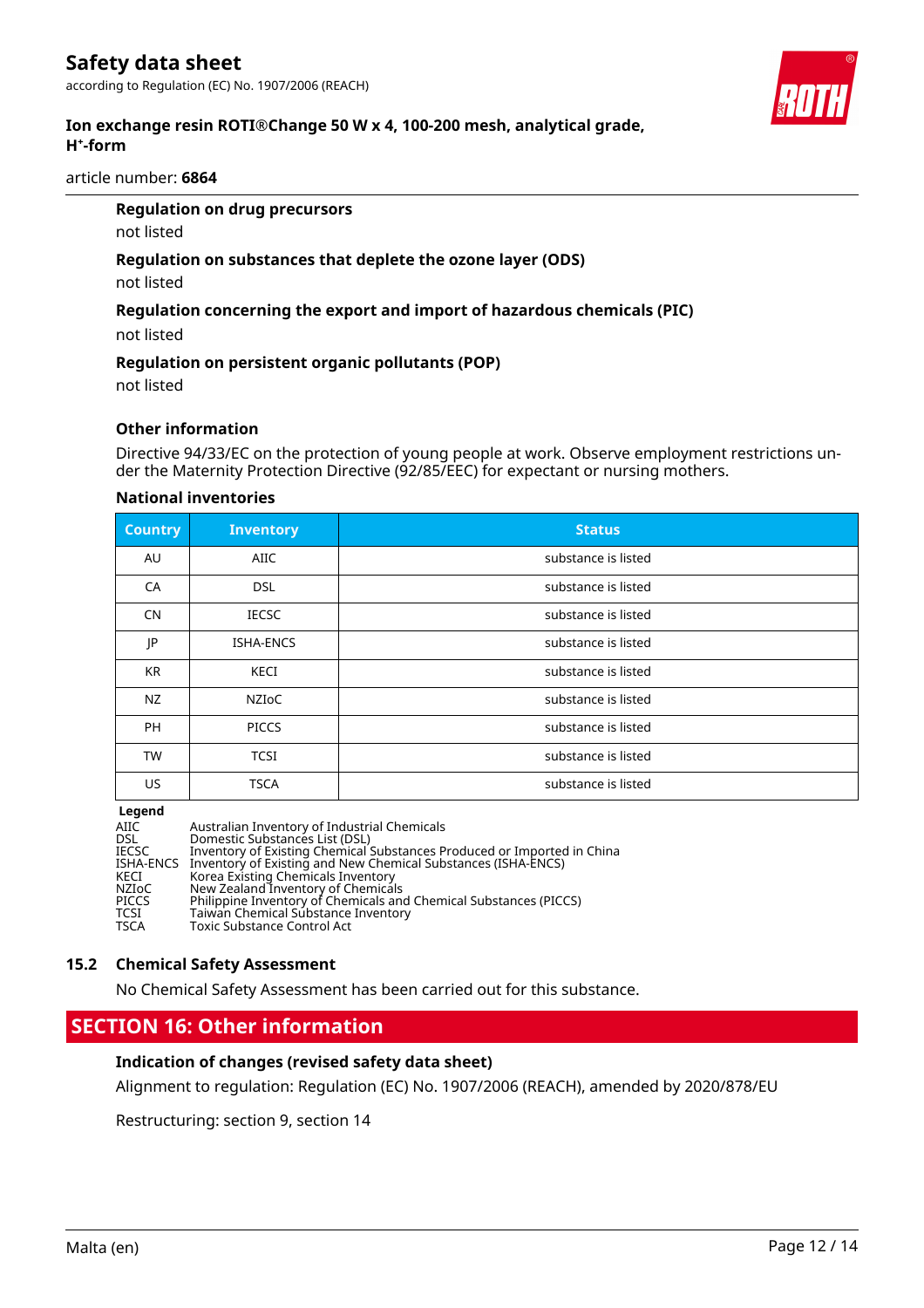#### Regulation on drug precursors

not listed

#### Regulation on substances that deplete the ozone layer (ODS)

not listed

#### Regulation concerning the export and import of hazardous chemicals (PIC)

not listed

#### Regulation on persistent organic pollutants (POP)

not listed

#### Other information

Directive 94/33/EC on the protection of young people at work. Observe employment restrictions under the Maternity Protection Directive (92/85/EEC) for expectant or nursing mothers.

#### National inventories

| Country | Inventory | Status |
|---|---|---|
| AU | AIIC | substance is listed |
| CA | DSL | substance is listed |
| CN | IECSC | substance is listed |
| JP | ISHA-ENCS | substance is listed |
| KR | KECI | substance is listed |
| NZ | NZIoC | substance is listed |
| PH | PICCS | substance is listed |
| TW | TCSI | substance is listed |
| US | TSCA | substance is listed |

**Legend**

| | |
|---|---|
| AIIC | Australian Inventory of Industrial Chemicals |
| DSL | Domestic Substances List (DSL) |
| IECSC | Inventory of Existing Chemical Substances Produced or Imported in China |
| ISHA-ENCS | Inventory of Existing and New Chemical Substances (ISHA-ENCS) |
| KECI | Korea Existing Chemicals Inventory |
| NZIoC | New Zealand Inventory of Chemicals |
| PICCS | Philippine Inventory of Chemicals and Chemical Substances (PICCS) |
| TCSI | Taiwan Chemical Substance Inventory |
| TSCA | Toxic Substance Control Act |

### 15.2 Chemical Safety Assessment

No Chemical Safety Assessment has been carried out for this substance.

## SECTION 16: Other information

#### Indication of changes (revised safety data sheet)

Alignment to regulation: Regulation (EC) No. 1907/2006 (REACH), amended by 2020/878/EU

Restructuring: section 9, section 14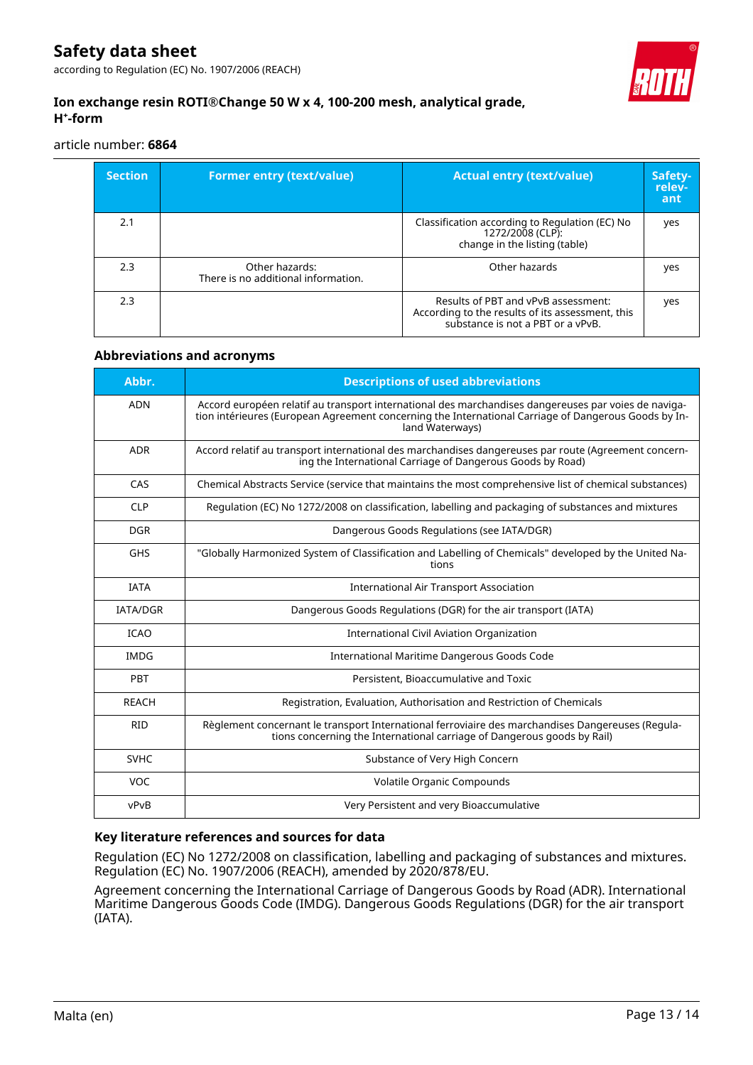| Section | Former entry (text/value) | Actual entry (text/value) | Safety-relevant |
|---|---|---|---|
| 2.1 | | Classification according to Regulation (EC) No 1272/2008 (CLP): change in the listing (table) | yes |
| 2.3 | Other hazards: There is no additional information. | Other hazards | yes |
| 2.3 | | Results of PBT and vPvB assessment: According to the results of its assessment, this substance is not a PBT or a vPvB. | yes |

### Abbreviations and acronyms

| Abbr. | Descriptions of used abbreviations |
|---|---|
| ADN | Accord européen relatif au transport international des marchandises dangereuses par voies de navigation intérieures (European Agreement concerning the International Carriage of Dangerous Goods by Inland Waterways) |
| ADR | Accord relatif au transport international des marchandises dangereuses par route (Agreement concerning the International Carriage of Dangerous Goods by Road) |
| CAS | Chemical Abstracts Service (service that maintains the most comprehensive list of chemical substances) |
| CLP | Regulation (EC) No 1272/2008 on classification, labelling and packaging of substances and mixtures |
| DGR | Dangerous Goods Regulations (see IATA/DGR) |
| GHS | "Globally Harmonized System of Classification and Labelling of Chemicals" developed by the United Nations |
| IATA | International Air Transport Association |
| IATA/DGR | Dangerous Goods Regulations (DGR) for the air transport (IATA) |
| ICAO | International Civil Aviation Organization |
| IMDG | International Maritime Dangerous Goods Code |
| PBT | Persistent, Bioaccumulative and Toxic |
| REACH | Registration, Evaluation, Authorisation and Restriction of Chemicals |
| RID | Règlement concernant le transport International ferroviaire des marchandises Dangereuses (Regulations concerning the International carriage of Dangerous goods by Rail) |
| SVHC | Substance of Very High Concern |
| VOC | Volatile Organic Compounds |
| vPvB | Very Persistent and very Bioaccumulative |

### Key literature references and sources for data

Regulation (EC) No 1272/2008 on classification, labelling and packaging of substances and mixtures. Regulation (EC) No. 1907/2006 (REACH), amended by 2020/878/EU.

Agreement concerning the International Carriage of Dangerous Goods by Road (ADR). International Maritime Dangerous Goods Code (IMDG). Dangerous Goods Regulations (DGR) for the air transport (IATA).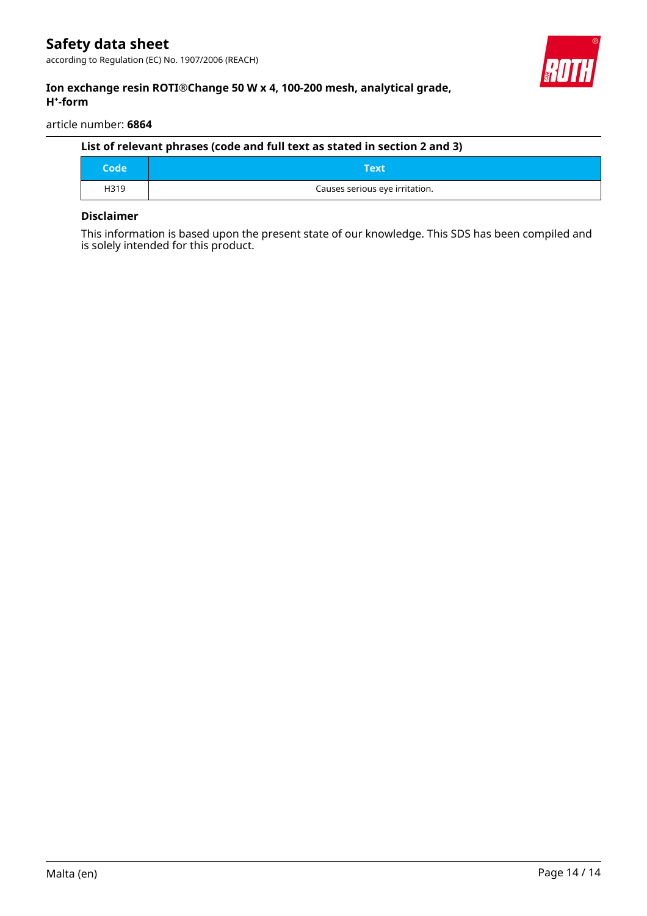### List of relevant phrases (code and full text as stated in section 2 and 3)

| Code | Text |
|---|---|
| H319 | Causes serious eye irritation. |

### Disclaimer

This information is based upon the present state of our knowledge. This SDS has been compiled and is solely intended for this product.